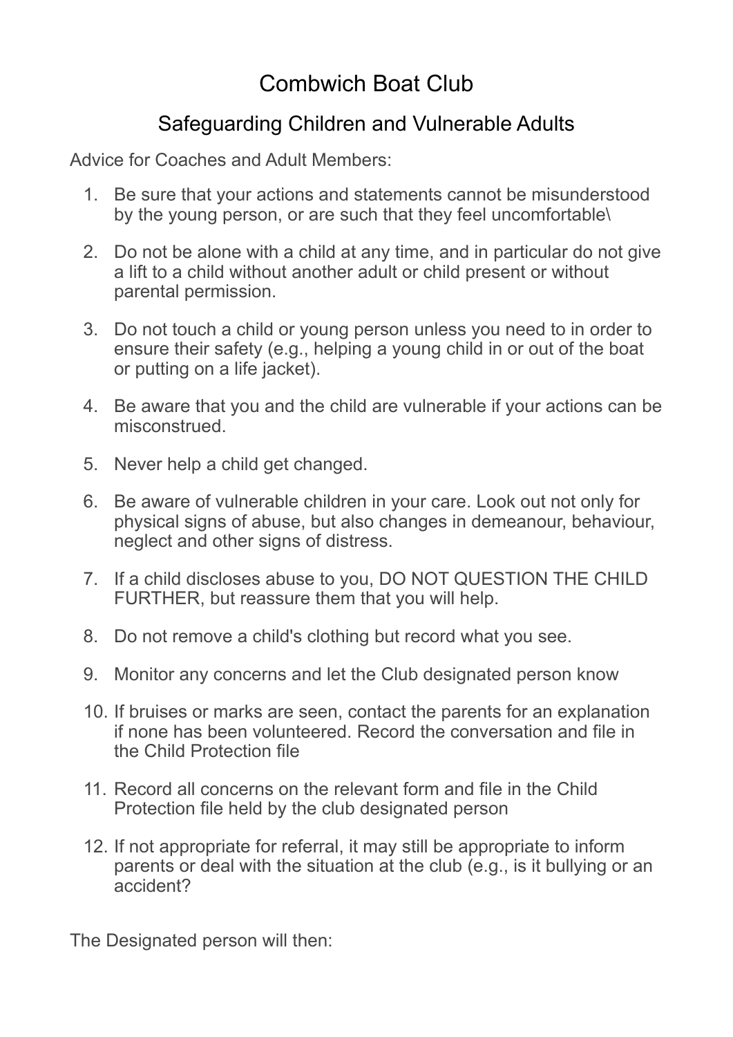# Combwich Boat Club

## Safeguarding Children and Vulnerable Adults

Advice for Coaches and Adult Members:

1. Be sure that your actions and statements cannot be misunderstood by the young person, or are such that they feel uncomfortable\
2. Do not be alone with a child at any time, and in particular do not give a lift to a child without another adult or child present or without parental permission.
3. Do not touch a child or young person unless you need to in order to ensure their safety (e.g., helping a young child in or out of the boat or putting on a life jacket).
4. Be aware that you and the child are vulnerable if your actions can be misconstrued.
5. Never help a child get changed.
6. Be aware of vulnerable children in your care. Look out not only for physical signs of abuse, but also changes in demeanour, behaviour, neglect and other signs of distress.
7. If a child discloses abuse to you, DO NOT QUESTION THE CHILD FURTHER, but reassure them that you will help.
8. Do not remove a child's clothing but record what you see.
9. Monitor any concerns and let the Club designated person know
10. If bruises or marks are seen, contact the parents for an explanation if none has been volunteered. Record the conversation and file in the Child Protection file
11. Record all concerns on the relevant form and file in the Child Protection file held by the club designated person
12. If not appropriate for referral, it may still be appropriate to inform parents or deal with the situation at the club (e.g., is it bullying or an accident?

The Designated person will then: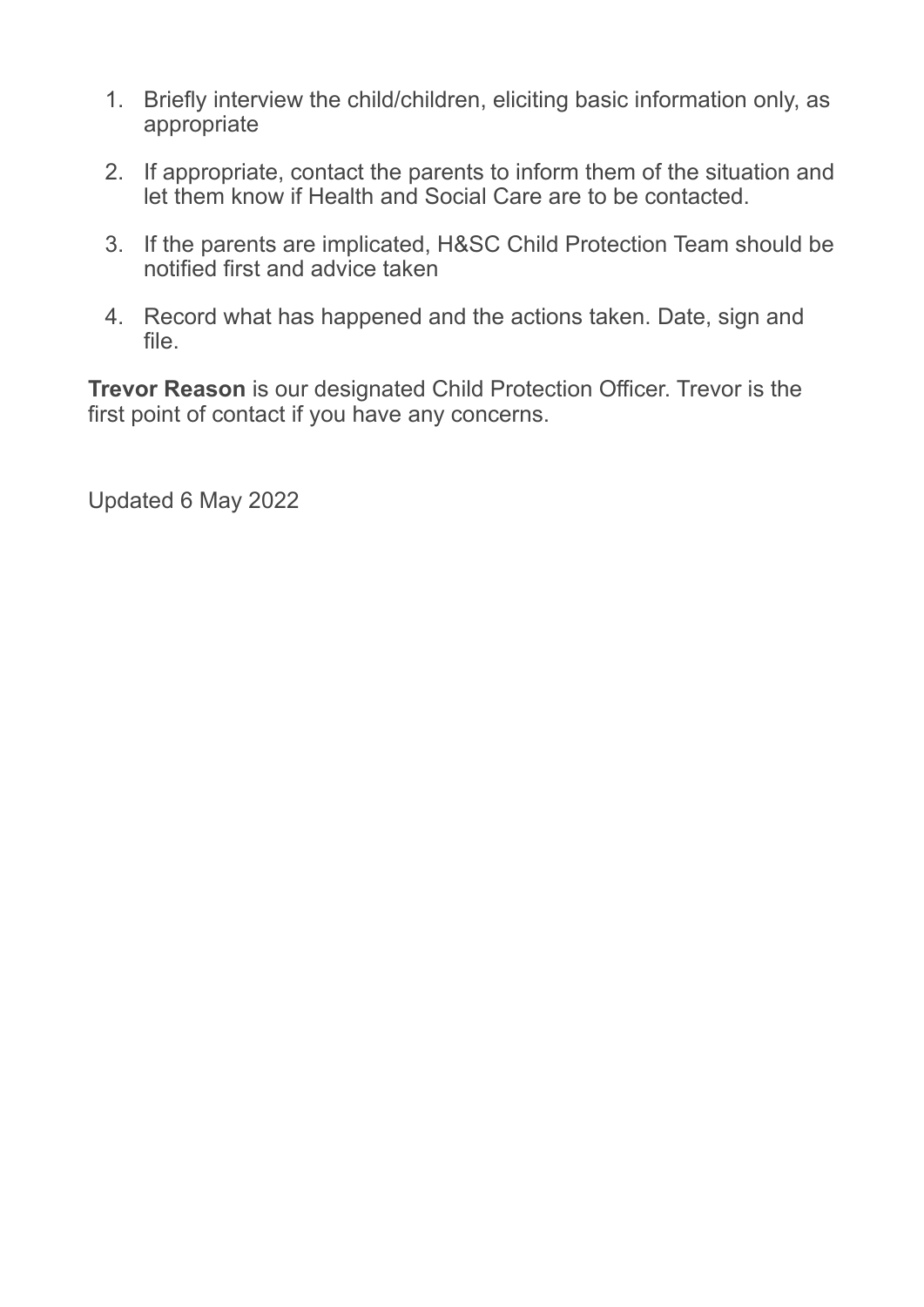1. Briefly interview the child/children, eliciting basic information only, as appropriate
2. If appropriate, contact the parents to inform them of the situation and let them know if Health and Social Care are to be contacted.
3. If the parents are implicated, H&SC Child Protection Team should be notified first and advice taken
4. Record what has happened and the actions taken. Date, sign and file.

**Trevor Reason** is our designated Child Protection Officer. Trevor is the first point of contact if you have any concerns.

Updated 6 May 2022